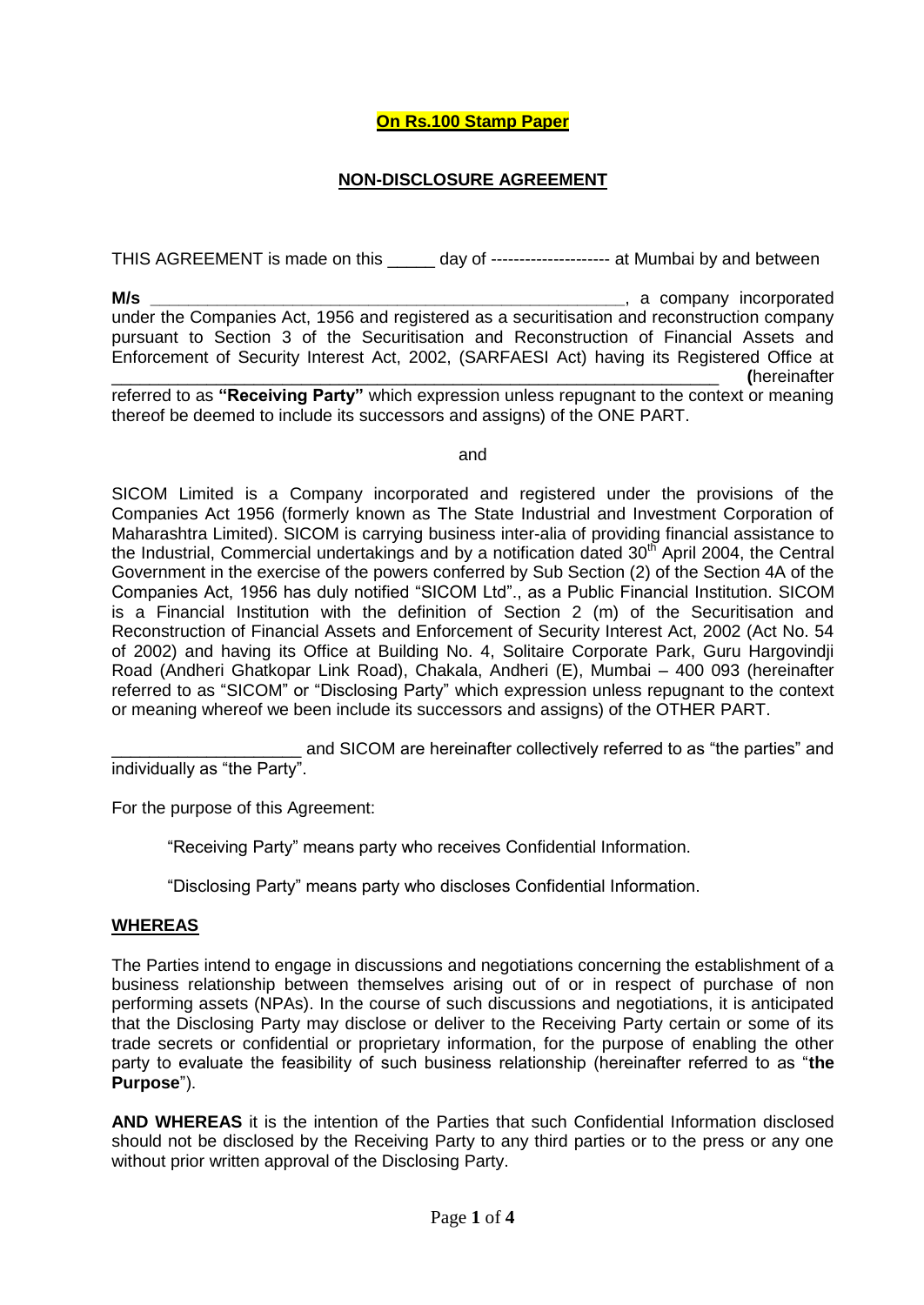**On Rs.100 Stamp Paper**

## NON-DISCLOSURE AGREEMENT

THIS AGREEMENT is made on this _____ day of -------------------- at Mumbai by and between

**M/s \_\_\_\_\_\_\_\_\_\_\_\_\_\_\_\_\_\_\_\_\_\_\_\_\_\_\_\_\_\_\_\_\_\_\_\_\_\_\_\_\_\_\_\_\_\_\_\_\_\_\_\_**, a company incorporated under the Companies Act, 1956 and registered as a securitisation and reconstruction company pursuant to Section 3 of the Securitisation and Reconstruction of Financial Assets and Enforcement of Security Interest Act, 2002, (SARFAESI Act) having its Registered Office at \_\_\_\_\_\_\_\_\_\_\_\_\_\_\_\_\_\_\_\_\_\_\_\_\_\_\_\_\_\_\_\_\_\_\_\_\_\_\_\_\_\_\_\_\_\_\_\_\_\_\_\_\_\_\_\_\_\_\_\_\_\_\_\_ **(**hereinafter referred to as **"Receiving Party"** which expression unless repugnant to the context or meaning thereof be deemed to include its successors and assigns) of the ONE PART.

and

SICOM Limited is a Company incorporated and registered under the provisions of the Companies Act 1956 (formerly known as The State Industrial and Investment Corporation of Maharashtra Limited). SICOM is carrying business inter-alia of providing financial assistance to the Industrial, Commercial undertakings and by a notification dated 30th April 2004, the Central Government in the exercise of the powers conferred by Sub Section (2) of the Section 4A of the Companies Act, 1956 has duly notified "SICOM Ltd"., as a Public Financial Institution. SICOM is a Financial Institution with the definition of Section 2 (m) of the Securitisation and Reconstruction of Financial Assets and Enforcement of Security Interest Act, 2002 (Act No. 54 of 2002) and having its Office at Building No. 4, Solitaire Corporate Park, Guru Hargovindji Road (Andheri Ghatkopar Link Road), Chakala, Andheri (E), Mumbai – 400 093 (hereinafter referred to as "SICOM" or "Disclosing Party" which expression unless repugnant to the context or meaning whereof we been include its successors and assigns) of the OTHER PART.

\_\_\_\_\_\_\_\_\_\_\_\_\_\_\_\_\_\_\_\_ and SICOM are hereinafter collectively referred to as "the parties" and individually as "the Party".

For the purpose of this Agreement:

"Receiving Party" means party who receives Confidential Information.

"Disclosing Party" means party who discloses Confidential Information.

**WHEREAS**

The Parties intend to engage in discussions and negotiations concerning the establishment of a business relationship between themselves arising out of or in respect of purchase of non performing assets (NPAs). In the course of such discussions and negotiations, it is anticipated that the Disclosing Party may disclose or deliver to the Receiving Party certain or some of its trade secrets or confidential or proprietary information, for the purpose of enabling the other party to evaluate the feasibility of such business relationship (hereinafter referred to as "**the Purpose**").

**AND WHEREAS** it is the intention of the Parties that such Confidential Information disclosed should not be disclosed by the Receiving Party to any third parties or to the press or any one without prior written approval of the Disclosing Party.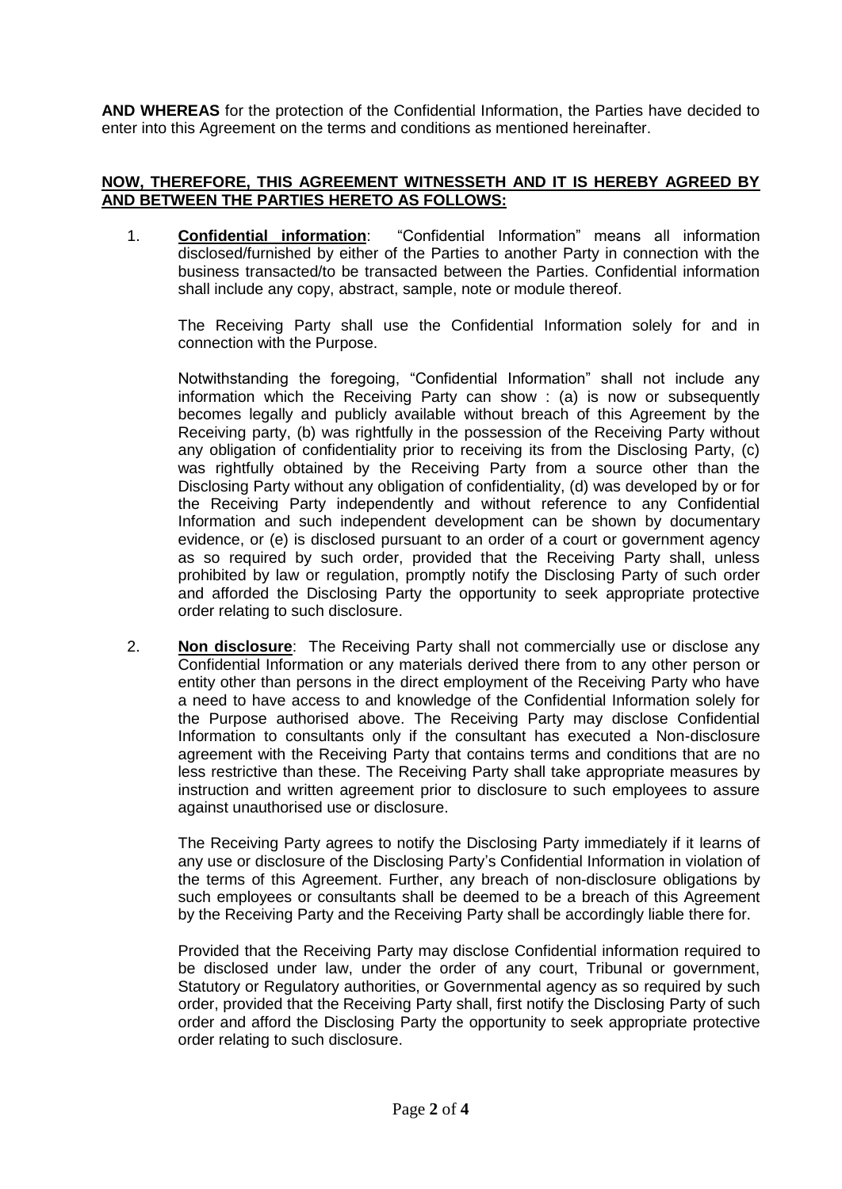**AND WHEREAS** for the protection of the Confidential Information, the Parties have decided to enter into this Agreement on the terms and conditions as mentioned hereinafter.

**NOW, THEREFORE, THIS AGREEMENT WITNESSETH AND IT IS HEREBY AGREED BY AND BETWEEN THE PARTIES HERETO AS FOLLOWS:**

1. **Confidential information**: "Confidential Information" means all information disclosed/furnished by either of the Parties to another Party in connection with the business transacted/to be transacted between the Parties. Confidential information shall include any copy, abstract, sample, note or module thereof.

   The Receiving Party shall use the Confidential Information solely for and in connection with the Purpose.

   Notwithstanding the foregoing, "Confidential Information" shall not include any information which the Receiving Party can show : (a) is now or subsequently becomes legally and publicly available without breach of this Agreement by the Receiving party, (b) was rightfully in the possession of the Receiving Party without any obligation of confidentiality prior to receiving its from the Disclosing Party, (c) was rightfully obtained by the Receiving Party from a source other than the Disclosing Party without any obligation of confidentiality, (d) was developed by or for the Receiving Party independently and without reference to any Confidential Information and such independent development can be shown by documentary evidence, or (e) is disclosed pursuant to an order of a court or government agency as so required by such order, provided that the Receiving Party shall, unless prohibited by law or regulation, promptly notify the Disclosing Party of such order and afforded the Disclosing Party the opportunity to seek appropriate protective order relating to such disclosure.

2. **Non disclosure**: The Receiving Party shall not commercially use or disclose any Confidential Information or any materials derived there from to any other person or entity other than persons in the direct employment of the Receiving Party who have a need to have access to and knowledge of the Confidential Information solely for the Purpose authorised above. The Receiving Party may disclose Confidential Information to consultants only if the consultant has executed a Non-disclosure agreement with the Receiving Party that contains terms and conditions that are no less restrictive than these. The Receiving Party shall take appropriate measures by instruction and written agreement prior to disclosure to such employees to assure against unauthorised use or disclosure.

   The Receiving Party agrees to notify the Disclosing Party immediately if it learns of any use or disclosure of the Disclosing Party's Confidential Information in violation of the terms of this Agreement. Further, any breach of non-disclosure obligations by such employees or consultants shall be deemed to be a breach of this Agreement by the Receiving Party and the Receiving Party shall be accordingly liable there for.

   Provided that the Receiving Party may disclose Confidential information required to be disclosed under law, under the order of any court, Tribunal or government, Statutory or Regulatory authorities, or Governmental agency as so required by such order, provided that the Receiving Party shall, first notify the Disclosing Party of such order and afford the Disclosing Party the opportunity to seek appropriate protective order relating to such disclosure.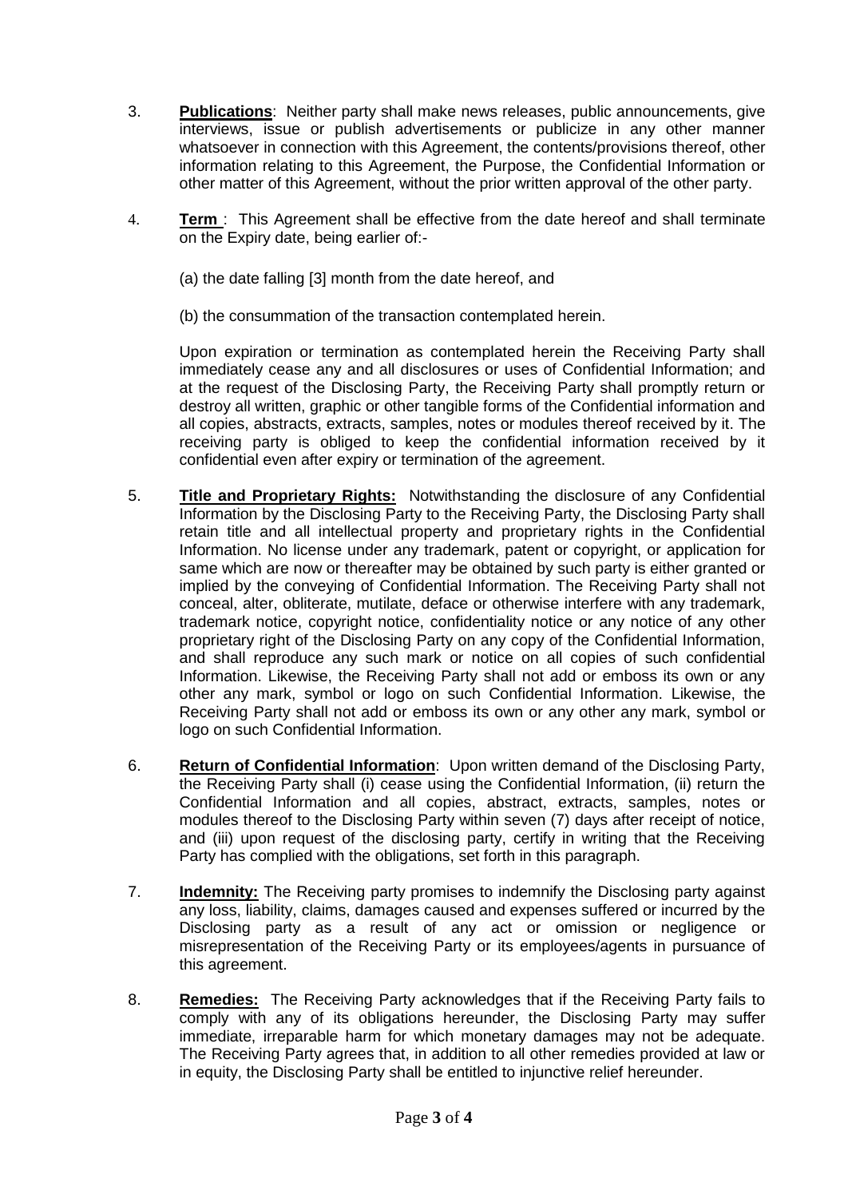3. **Publications**: Neither party shall make news releases, public announcements, give interviews, issue or publish advertisements or publicize in any other manner whatsoever in connection with this Agreement, the contents/provisions thereof, other information relating to this Agreement, the Purpose, the Confidential Information or other matter of this Agreement, without the prior written approval of the other party.

4. **Term** : This Agreement shall be effective from the date hereof and shall terminate on the Expiry date, being earlier of:-

   (a) the date falling [3] month from the date hereof, and

   (b) the consummation of the transaction contemplated herein.

   Upon expiration or termination as contemplated herein the Receiving Party shall immediately cease any and all disclosures or uses of Confidential Information; and at the request of the Disclosing Party, the Receiving Party shall promptly return or destroy all written, graphic or other tangible forms of the Confidential information and all copies, abstracts, extracts, samples, notes or modules thereof received by it. The receiving party is obliged to keep the confidential information received by it confidential even after expiry or termination of the agreement.

5. **Title and Proprietary Rights:** Notwithstanding the disclosure of any Confidential Information by the Disclosing Party to the Receiving Party, the Disclosing Party shall retain title and all intellectual property and proprietary rights in the Confidential Information. No license under any trademark, patent or copyright, or application for same which are now or thereafter may be obtained by such party is either granted or implied by the conveying of Confidential Information. The Receiving Party shall not conceal, alter, obliterate, mutilate, deface or otherwise interfere with any trademark, trademark notice, copyright notice, confidentiality notice or any notice of any other proprietary right of the Disclosing Party on any copy of the Confidential Information, and shall reproduce any such mark or notice on all copies of such confidential Information. Likewise, the Receiving Party shall not add or emboss its own or any other any mark, symbol or logo on such Confidential Information. Likewise, the Receiving Party shall not add or emboss its own or any other any mark, symbol or logo on such Confidential Information.

6. **Return of Confidential Information**: Upon written demand of the Disclosing Party, the Receiving Party shall (i) cease using the Confidential Information, (ii) return the Confidential Information and all copies, abstract, extracts, samples, notes or modules thereof to the Disclosing Party within seven (7) days after receipt of notice, and (iii) upon request of the disclosing party, certify in writing that the Receiving Party has complied with the obligations, set forth in this paragraph.

7. **Indemnity:** The Receiving party promises to indemnify the Disclosing party against any loss, liability, claims, damages caused and expenses suffered or incurred by the Disclosing party as a result of any act or omission or negligence or misrepresentation of the Receiving Party or its employees/agents in pursuance of this agreement.

8. **Remedies:** The Receiving Party acknowledges that if the Receiving Party fails to comply with any of its obligations hereunder, the Disclosing Party may suffer immediate, irreparable harm for which monetary damages may not be adequate. The Receiving Party agrees that, in addition to all other remedies provided at law or in equity, the Disclosing Party shall be entitled to injunctive relief hereunder.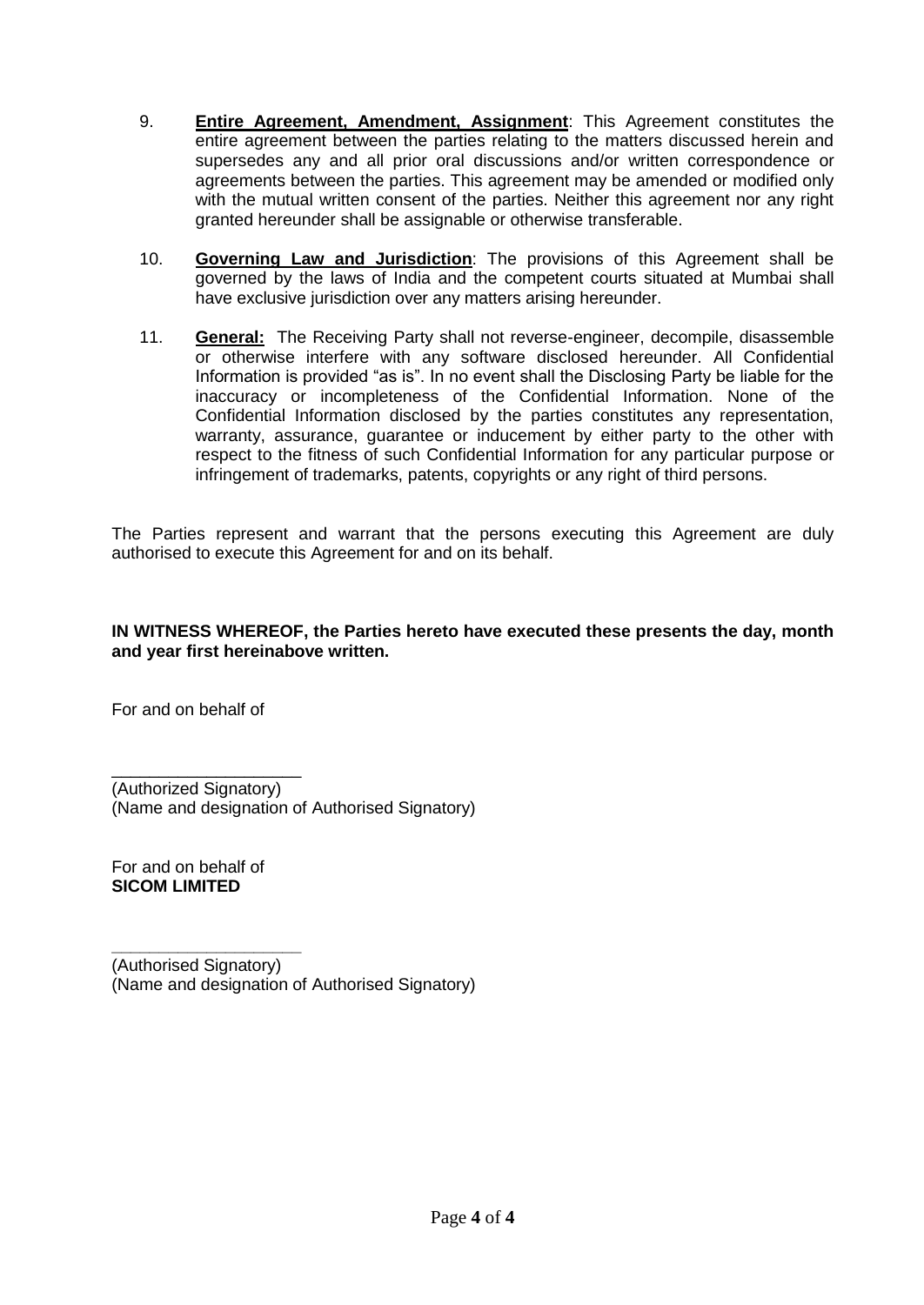9. **Entire Agreement, Amendment, Assignment**: This Agreement constitutes the entire agreement between the parties relating to the matters discussed herein and supersedes any and all prior oral discussions and/or written correspondence or agreements between the parties. This agreement may be amended or modified only with the mutual written consent of the parties. Neither this agreement nor any right granted hereunder shall be assignable or otherwise transferable.

10. **Governing Law and Jurisdiction**: The provisions of this Agreement shall be governed by the laws of India and the competent courts situated at Mumbai shall have exclusive jurisdiction over any matters arising hereunder.

11. **General:** The Receiving Party shall not reverse-engineer, decompile, disassemble or otherwise interfere with any software disclosed hereunder. All Confidential Information is provided "as is". In no event shall the Disclosing Party be liable for the inaccuracy or incompleteness of the Confidential Information. None of the Confidential Information disclosed by the parties constitutes any representation, warranty, assurance, guarantee or inducement by either party to the other with respect to the fitness of such Confidential Information for any particular purpose or infringement of trademarks, patents, copyrights or any right of third persons.

The Parties represent and warrant that the persons executing this Agreement are duly authorised to execute this Agreement for and on its behalf.

**IN WITNESS WHEREOF, the Parties hereto have executed these presents the day, month and year first hereinabove written.**

For and on behalf of

____________________
(Authorized Signatory)
(Name and designation of Authorised Signatory)

For and on behalf of
**SICOM LIMITED**

____________________
(Authorised Signatory)
(Name and designation of Authorised Signatory)